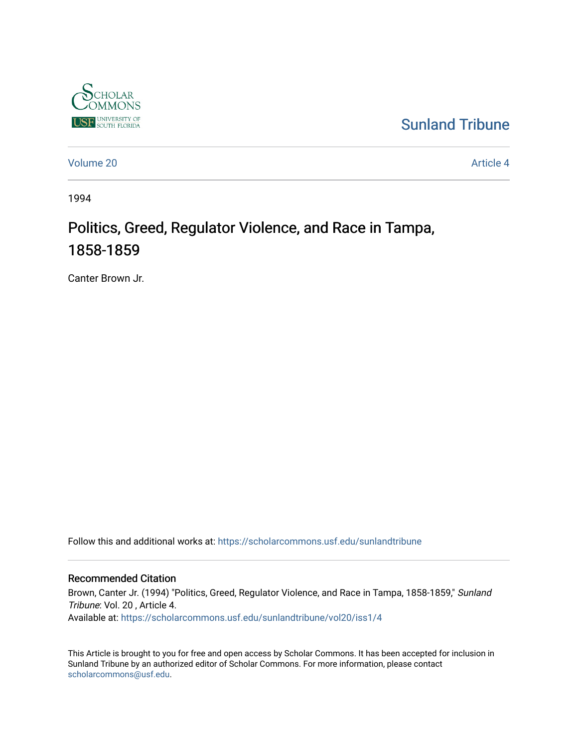Sunland Tribune

Volume 20 Article 4

1994

# Politics, Greed, Regulator Violence, and Race in Tampa, 1858-1859

Canter Brown Jr.

Follow this and additional works at: https://scholarcommons.usf.edu/sunlandtribune

## Recommended Citation

Brown, Canter Jr. (1994) "Politics, Greed, Regulator Violence, and Race in Tampa, 1858-1859," *Sunland Tribune*: Vol. 20 , Article 4.
Available at: https://scholarcommons.usf.edu/sunlandtribune/vol20/iss1/4

This Article is brought to you for free and open access by Scholar Commons. It has been accepted for inclusion in Sunland Tribune by an authorized editor of Scholar Commons. For more information, please contact scholarcommons@usf.edu.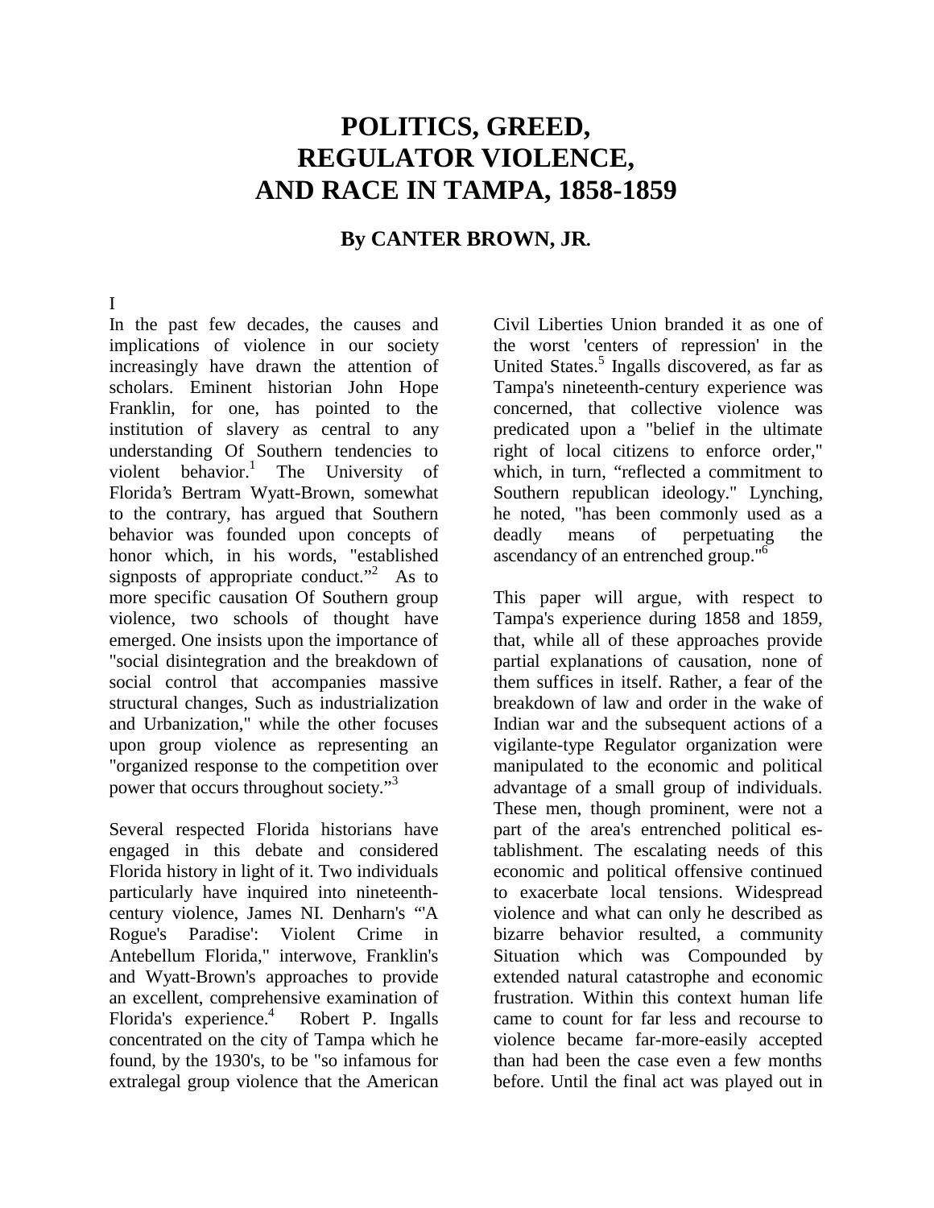# POLITICS, GREED, REGULATOR VIOLENCE, AND RACE IN TAMPA, 1858-1859

## By CANTER BROWN, JR.

I

In the past few decades, the causes and implications of violence in our society increasingly have drawn the attention of scholars. Eminent historian John Hope Franklin, for one, has pointed to the institution of slavery as central to any understanding Of Southern tendencies to violent behavior.[1] The University of Florida's Bertram Wyatt-Brown, somewhat to the contrary, has argued that Southern behavior was founded upon concepts of honor which, in his words, "established signposts of appropriate conduct."[2] As to more specific causation Of Southern group violence, two schools of thought have emerged. One insists upon the importance of "social disintegration and the breakdown of social control that accompanies massive structural changes, Such as industrialization and Urbanization," while the other focuses upon group violence as representing an "organized response to the competition over power that occurs throughout society."[3]

Several respected Florida historians have engaged in this debate and considered Florida history in light of it. Two individuals particularly have inquired into nineteenth-century violence, James NI. Denharn's "'A Rogue's Paradise': Violent Crime in Antebellum Florida," interwove, Franklin's and Wyatt-Brown's approaches to provide an excellent, comprehensive examination of Florida's experience.[4] Robert P. Ingalls concentrated on the city of Tampa which he found, by the 1930's, to be "so infamous for extralegal group violence that the American Civil Liberties Union branded it as one of the worst 'centers of repression' in the United States.[5] Ingalls discovered, as far as Tampa's nineteenth-century experience was concerned, that collective violence was predicated upon a "belief in the ultimate right of local citizens to enforce order," which, in turn, "reflected a commitment to Southern republican ideology." Lynching, he noted, "has been commonly used as a deadly means of perpetuating the ascendancy of an entrenched group."[6]

This paper will argue, with respect to Tampa's experience during 1858 and 1859, that, while all of these approaches provide partial explanations of causation, none of them suffices in itself. Rather, a fear of the breakdown of law and order in the wake of Indian war and the subsequent actions of a vigilante-type Regulator organization were manipulated to the economic and political advantage of a small group of individuals. These men, though prominent, were not a part of the area's entrenched political establishment. The escalating needs of this economic and political offensive continued to exacerbate local tensions. Widespread violence and what can only he described as bizarre behavior resulted, a community Situation which was Compounded by extended natural catastrophe and economic frustration. Within this context human life came to count for far less and recourse to violence became far-more-easily accepted than had been the case even a few months before. Until the final act was played out in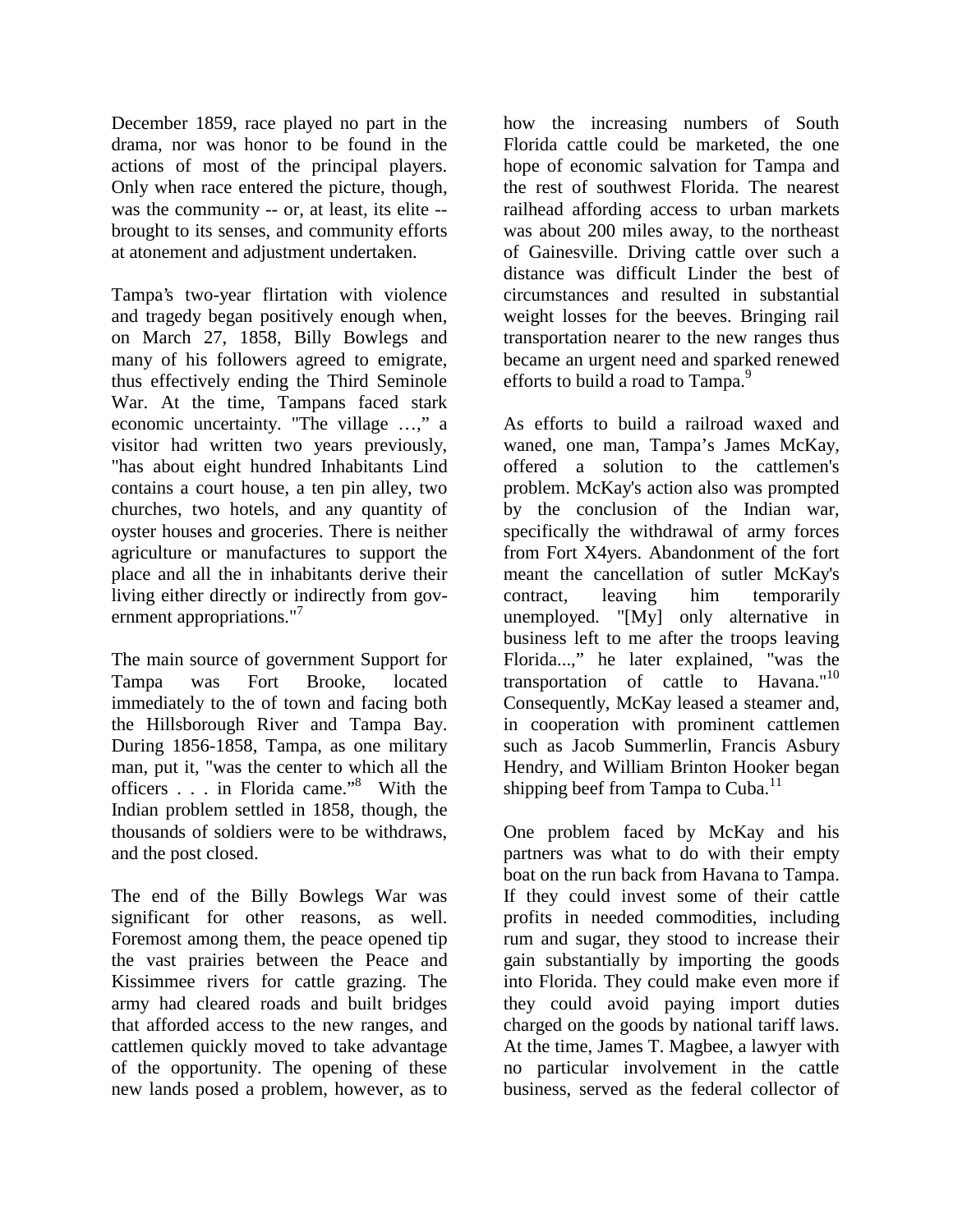December 1859, race played no part in the drama, nor was honor to be found in the actions of most of the principal players. Only when race entered the picture, though, was the community -- or, at least, its elite -- brought to its senses, and community efforts at atonement and adjustment undertaken.

Tampa's two-year flirtation with violence and tragedy began positively enough when, on March 27, 1858, Billy Bowlegs and many of his followers agreed to emigrate, thus effectively ending the Third Seminole War. At the time, Tampans faced stark economic uncertainty. "The village …," a visitor had written two years previously, "has about eight hundred Inhabitants Lind contains a court house, a ten pin alley, two churches, two hotels, and any quantity of oyster houses and groceries. There is neither agriculture or manufactures to support the place and all the in inhabitants derive their living either directly or indirectly from government appropriations."[7]

The main source of government Support for Tampa was Fort Brooke, located immediately to the of town and facing both the Hillsborough River and Tampa Bay. During 1856-1858, Tampa, as one military man, put it, "was the center to which all the officers . . . in Florida came."[8] With the Indian problem settled in 1858, though, the thousands of soldiers were to be withdraws, and the post closed.

The end of the Billy Bowlegs War was significant for other reasons, as well. Foremost among them, the peace opened tip the vast prairies between the Peace and Kissimmee rivers for cattle grazing. The army had cleared roads and built bridges that afforded access to the new ranges, and cattlemen quickly moved to take advantage of the opportunity. The opening of these new lands posed a problem, however, as to how the increasing numbers of South Florida cattle could be marketed, the one hope of economic salvation for Tampa and the rest of southwest Florida. The nearest railhead affording access to urban markets was about 200 miles away, to the northeast of Gainesville. Driving cattle over such a distance was difficult Linder the best of circumstances and resulted in substantial weight losses for the beeves. Bringing rail transportation nearer to the new ranges thus became an urgent need and sparked renewed efforts to build a road to Tampa.[9]

As efforts to build a railroad waxed and waned, one man, Tampa's James McKay, offered a solution to the cattlemen's problem. McKay's action also was prompted by the conclusion of the Indian war, specifically the withdrawal of army forces from Fort X4yers. Abandonment of the fort meant the cancellation of sutler McKay's contract, leaving him temporarily unemployed. "[My] only alternative in business left to me after the troops leaving Florida...," he later explained, "was the transportation of cattle to Havana."[10] Consequently, McKay leased a steamer and, in cooperation with prominent cattlemen such as Jacob Summerlin, Francis Asbury Hendry, and William Brinton Hooker began shipping beef from Tampa to Cuba.[11]

One problem faced by McKay and his partners was what to do with their empty boat on the run back from Havana to Tampa. If they could invest some of their cattle profits in needed commodities, including rum and sugar, they stood to increase their gain substantially by importing the goods into Florida. They could make even more if they could avoid paying import duties charged on the goods by national tariff laws. At the time, James T. Magbee, a lawyer with no particular involvement in the cattle business, served as the federal collector of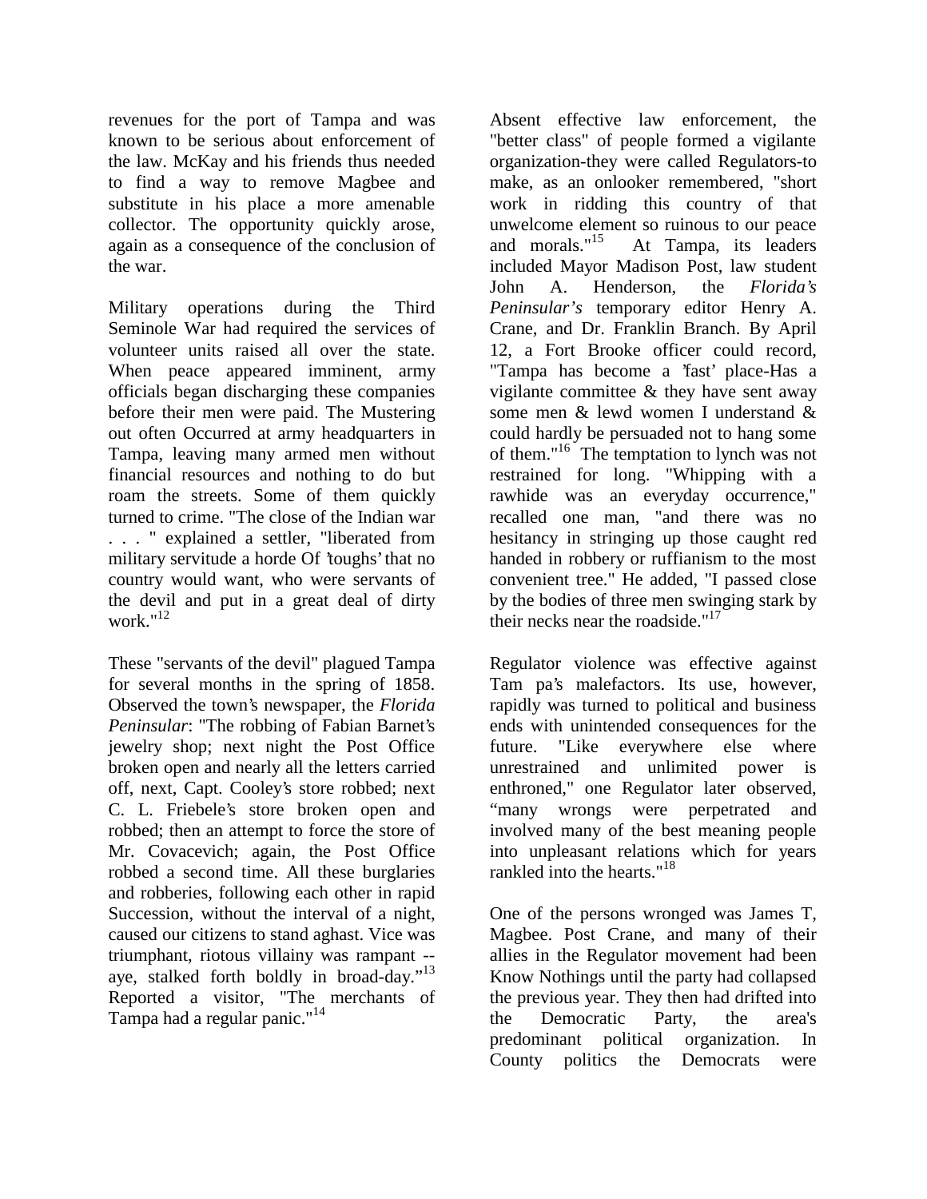revenues for the port of Tampa and was known to be serious about enforcement of the law. McKay and his friends thus needed to find a way to remove Magbee and substitute in his place a more amenable collector. The opportunity quickly arose, again as a consequence of the conclusion of the war.

Military operations during the Third Seminole War had required the services of volunteer units raised all over the state. When peace appeared imminent, army officials began discharging these companies before their men were paid. The Mustering out often Occurred at army headquarters in Tampa, leaving many armed men without financial resources and nothing to do but roam the streets. Some of them quickly turned to crime. "The close of the Indian war . . . " explained a settler, "liberated from military servitude a horde Of 'toughs' that no country would want, who were servants of the devil and put in a great deal of dirty work."[12]

These "servants of the devil" plagued Tampa for several months in the spring of 1858. Observed the town's newspaper, the *Florida Peninsular*: "The robbing of Fabian Barnet's jewelry shop; next night the Post Office broken open and nearly all the letters carried off, next, Capt. Cooley's store robbed; next C. L. Friebele's store broken open and robbed; then an attempt to force the store of Mr. Covacevich; again, the Post Office robbed a second time. All these burglaries and robberies, following each other in rapid Succession, without the interval of a night, caused our citizens to stand aghast. Vice was triumphant, riotous villainy was rampant -- aye, stalked forth boldly in broad-day."[13] Reported a visitor, "The merchants of Tampa had a regular panic."[14]

Absent effective law enforcement, the "better class" of people formed a vigilante organization-they were called Regulators-to make, as an onlooker remembered, "short work in ridding this country of that unwelcome element so ruinous to our peace and morals."[15] At Tampa, its leaders included Mayor Madison Post, law student John A. Henderson, the *Florida's Peninsular's* temporary editor Henry A. Crane, and Dr. Franklin Branch. By April 12, a Fort Brooke officer could record, "Tampa has become a 'fast' place-Has a vigilante committee & they have sent away some men & lewd women I understand & could hardly be persuaded not to hang some of them."[16] The temptation to lynch was not restrained for long. "Whipping with a rawhide was an everyday occurrence," recalled one man, "and there was no hesitancy in stringing up those caught red handed in robbery or ruffianism to the most convenient tree." He added, "I passed close by the bodies of three men swinging stark by their necks near the roadside."[17]

Regulator violence was effective against Tam pa's malefactors. Its use, however, rapidly was turned to political and business ends with unintended consequences for the future. "Like everywhere else where unrestrained and unlimited power is enthroned," one Regulator later observed, "many wrongs were perpetrated and involved many of the best meaning people into unpleasant relations which for years rankled into the hearts."[18]

One of the persons wronged was James T, Magbee. Post Crane, and many of their allies in the Regulator movement had been Know Nothings until the party had collapsed the previous year. They then had drifted into the Democratic Party, the area's predominant political organization. In County politics the Democrats were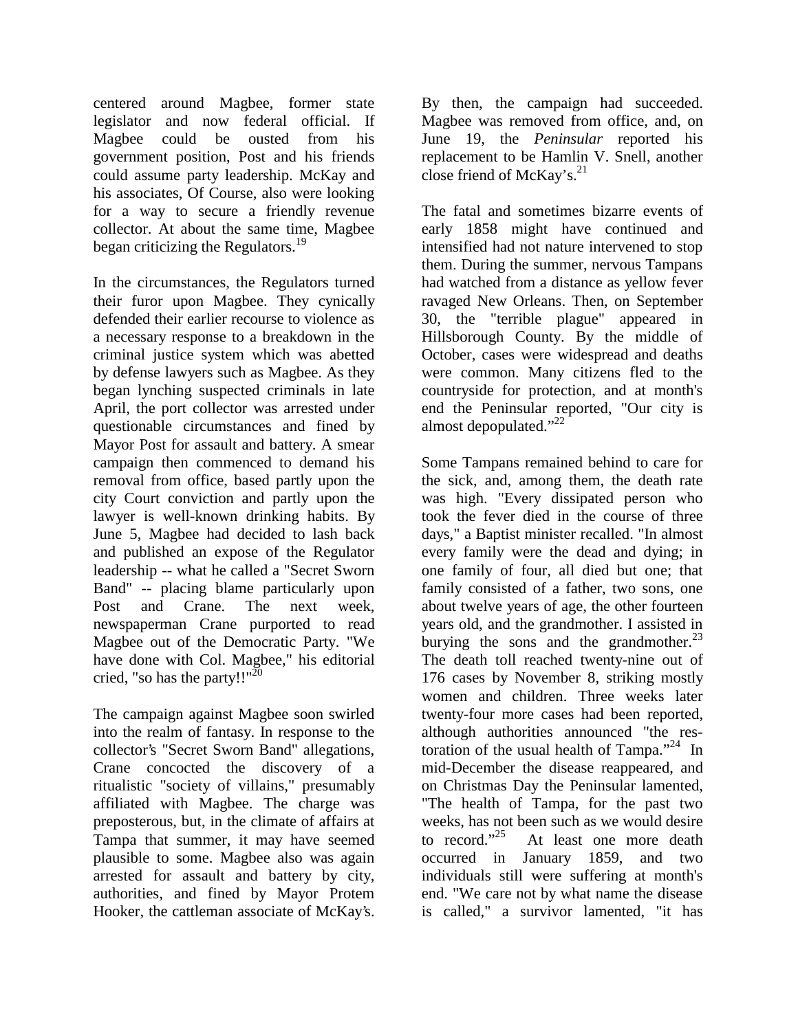centered around Magbee, former state legislator and now federal official. If Magbee could be ousted from his government position, Post and his friends could assume party leadership. McKay and his associates, Of Course, also were looking for a way to secure a friendly revenue collector. At about the same time, Magbee began criticizing the Regulators.[19]

In the circumstances, the Regulators turned their furor upon Magbee. They cynically defended their earlier recourse to violence as a necessary response to a breakdown in the criminal justice system which was abetted by defense lawyers such as Magbee. As they began lynching suspected criminals in late April, the port collector was arrested under questionable circumstances and fined by Mayor Post for assault and battery. A smear campaign then commenced to demand his removal from office, based partly upon the city Court conviction and partly upon the lawyer is well-known drinking habits. By June 5, Magbee had decided to lash back and published an expose of the Regulator leadership -- what he called a "Secret Sworn Band" -- placing blame particularly upon Post and Crane. The next week, newspaperman Crane purported to read Magbee out of the Democratic Party. "We have done with Col. Magbee," his editorial cried, "so has the party!!"[20]

The campaign against Magbee soon swirled into the realm of fantasy. In response to the collector's "Secret Sworn Band" allegations, Crane concocted the discovery of a ritualistic "society of villains," presumably affiliated with Magbee. The charge was preposterous, but, in the climate of affairs at Tampa that summer, it may have seemed plausible to some. Magbee also was again arrested for assault and battery by city, authorities, and fined by Mayor Protem Hooker, the cattleman associate of McKay's. By then, the campaign had succeeded. Magbee was removed from office, and, on June 19, the *Peninsular* reported his replacement to be Hamlin V. Snell, another close friend of McKay's.[21]

The fatal and sometimes bizarre events of early 1858 might have continued and intensified had not nature intervened to stop them. During the summer, nervous Tampans had watched from a distance as yellow fever ravaged New Orleans. Then, on September 30, the "terrible plague" appeared in Hillsborough County. By the middle of October, cases were widespread and deaths were common. Many citizens fled to the countryside for protection, and at month's end the Peninsular reported, "Our city is almost depopulated."[22]

Some Tampans remained behind to care for the sick, and, among them, the death rate was high. "Every dissipated person who took the fever died in the course of three days," a Baptist minister recalled. "In almost every family were the dead and dying; in one family of four, all died but one; that family consisted of a father, two sons, one about twelve years of age, the other fourteen years old, and the grandmother. I assisted in burying the sons and the grandmother.[23] The death toll reached twenty-nine out of 176 cases by November 8, striking mostly women and children. Three weeks later twenty-four more cases had been reported, although authorities announced "the restoration of the usual health of Tampa."[24] In mid-December the disease reappeared, and on Christmas Day the Peninsular lamented, "The health of Tampa, for the past two weeks, has not been such as we would desire to record."[25] At least one more death occurred in January 1859, and two individuals still were suffering at month's end. "We care not by what name the disease is called," a survivor lamented, "it has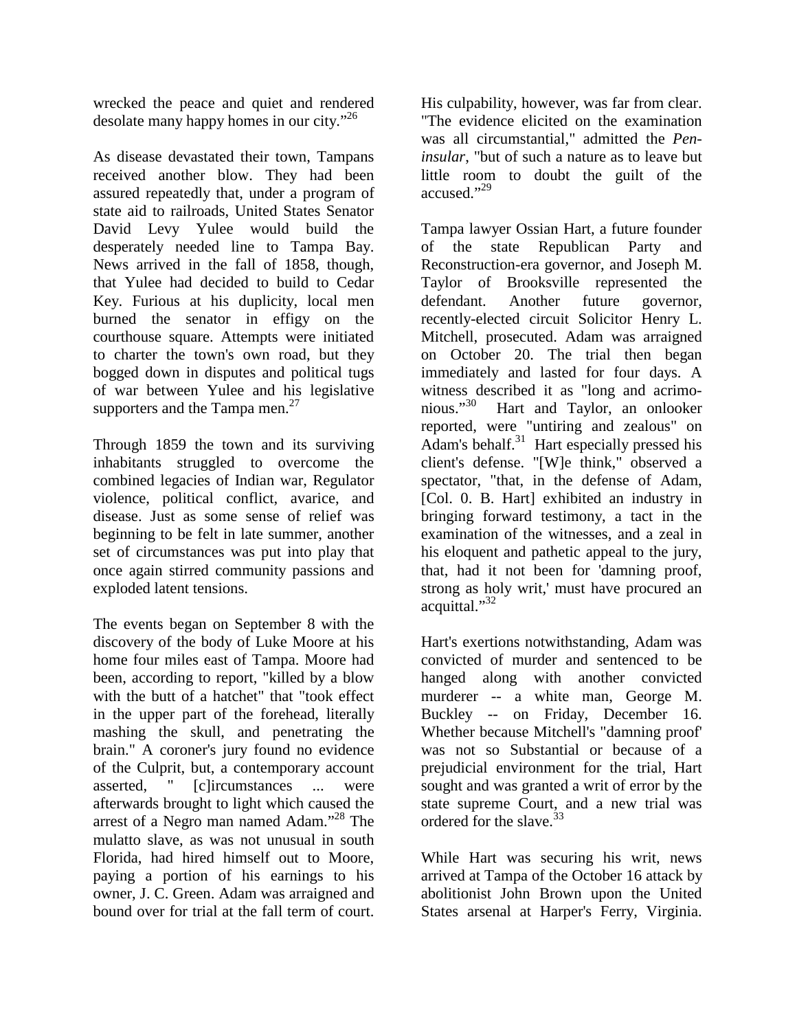wrecked the peace and quiet and rendered desolate many happy homes in our city."[26]

As disease devastated their town, Tampans received another blow. They had been assured repeatedly that, under a program of state aid to railroads, United States Senator David Levy Yulee would build the desperately needed line to Tampa Bay. News arrived in the fall of 1858, though, that Yulee had decided to build to Cedar Key. Furious at his duplicity, local men burned the senator in effigy on the courthouse square. Attempts were initiated to charter the town's own road, but they bogged down in disputes and political tugs of war between Yulee and his legislative supporters and the Tampa men.[27]

Through 1859 the town and its surviving inhabitants struggled to overcome the combined legacies of Indian war, Regulator violence, political conflict, avarice, and disease. Just as some sense of relief was beginning to be felt in late summer, another set of circumstances was put into play that once again stirred community passions and exploded latent tensions.

The events began on September 8 with the discovery of the body of Luke Moore at his home four miles east of Tampa. Moore had been, according to report, "killed by a blow with the butt of a hatchet" that "took effect in the upper part of the forehead, literally mashing the skull, and penetrating the brain." A coroner's jury found no evidence of the Culprit, but, a contemporary account asserted, " [c]ircumstances ... were afterwards brought to light which caused the arrest of a Negro man named Adam."[28] The mulatto slave, as was not unusual in south Florida, had hired himself out to Moore, paying a portion of his earnings to his owner, J. C. Green. Adam was arraigned and bound over for trial at the fall term of court. His culpability, however, was far from clear. "The evidence elicited on the examination was all circumstantial," admitted the *Peninsular*, "but of such a nature as to leave but little room to doubt the guilt of the accused."[29]

Tampa lawyer Ossian Hart, a future founder of the state Republican Party and Reconstruction-era governor, and Joseph M. Taylor of Brooksville represented the defendant. Another future governor, recently-elected circuit Solicitor Henry L. Mitchell, prosecuted. Adam was arraigned on October 20. The trial then began immediately and lasted for four days. A witness described it as "long and acrimonious."[30] Hart and Taylor, an onlooker reported, were "untiring and zealous" on Adam's behalf.[31] Hart especially pressed his client's defense. "[W]e think," observed a spectator, "that, in the defense of Adam, [Col. 0. B. Hart] exhibited an industry in bringing forward testimony, a tact in the examination of the witnesses, and a zeal in his eloquent and pathetic appeal to the jury, that, had it not been for 'damning proof, strong as holy writ,' must have procured an acquittal."[32]

Hart's exertions notwithstanding, Adam was convicted of murder and sentenced to be hanged along with another convicted murderer -- a white man, George M. Buckley -- on Friday, December 16. Whether because Mitchell's "damning proof' was not so Substantial or because of a prejudicial environment for the trial, Hart sought and was granted a writ of error by the state supreme Court, and a new trial was ordered for the slave.[33]

While Hart was securing his writ, news arrived at Tampa of the October 16 attack by abolitionist John Brown upon the United States arsenal at Harper's Ferry, Virginia.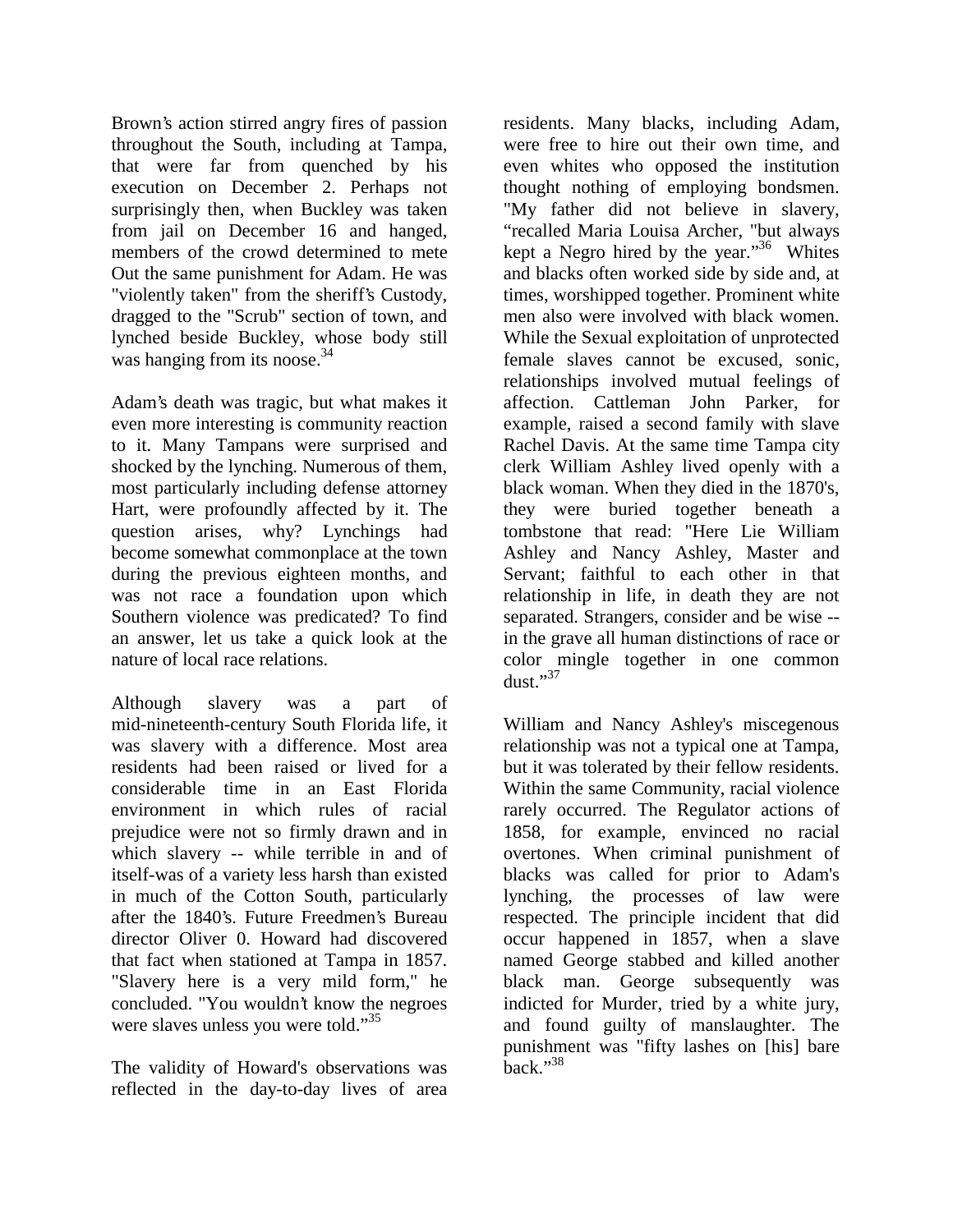Brown's action stirred angry fires of passion throughout the South, including at Tampa, that were far from quenched by his execution on December 2. Perhaps not surprisingly then, when Buckley was taken from jail on December 16 and hanged, members of the crowd determined to mete Out the same punishment for Adam. He was "violently taken" from the sheriff's Custody, dragged to the "Scrub" section of town, and lynched beside Buckley, whose body still was hanging from its noose.[34]

Adam's death was tragic, but what makes it even more interesting is community reaction to it. Many Tampans were surprised and shocked by the lynching. Numerous of them, most particularly including defense attorney Hart, were profoundly affected by it. The question arises, why? Lynchings had become somewhat commonplace at the town during the previous eighteen months, and was not race a foundation upon which Southern violence was predicated? To find an answer, let us take a quick look at the nature of local race relations.

Although slavery was a part of mid-nineteenth-century South Florida life, it was slavery with a difference. Most area residents had been raised or lived for a considerable time in an East Florida environment in which rules of racial prejudice were not so firmly drawn and in which slavery -- while terrible in and of itself-was of a variety less harsh than existed in much of the Cotton South, particularly after the 1840's. Future Freedmen's Bureau director Oliver 0. Howard had discovered that fact when stationed at Tampa in 1857. "Slavery here is a very mild form," he concluded. "You wouldn't know the negroes were slaves unless you were told."[35]

The validity of Howard's observations was reflected in the day-to-day lives of area residents. Many blacks, including Adam, were free to hire out their own time, and even whites who opposed the institution thought nothing of employing bondsmen. "My father did not believe in slavery, "recalled Maria Louisa Archer, "but always kept a Negro hired by the year."[36] Whites and blacks often worked side by side and, at times, worshipped together. Prominent white men also were involved with black women. While the Sexual exploitation of unprotected female slaves cannot be excused, sonic, relationships involved mutual feelings of affection. Cattleman John Parker, for example, raised a second family with slave Rachel Davis. At the same time Tampa city clerk William Ashley lived openly with a black woman. When they died in the 1870's, they were buried together beneath a tombstone that read: "Here Lie William Ashley and Nancy Ashley, Master and Servant; faithful to each other in that relationship in life, in death they are not separated. Strangers, consider and be wise -- in the grave all human distinctions of race or color mingle together in one common dust."[37]

William and Nancy Ashley's miscegenous relationship was not a typical one at Tampa, but it was tolerated by their fellow residents. Within the same Community, racial violence rarely occurred. The Regulator actions of 1858, for example, envinced no racial overtones. When criminal punishment of blacks was called for prior to Adam's lynching, the processes of law were respected. The principle incident that did occur happened in 1857, when a slave named George stabbed and killed another black man. George subsequently was indicted for Murder, tried by a white jury, and found guilty of manslaughter. The punishment was "fifty lashes on [his] bare back."[38]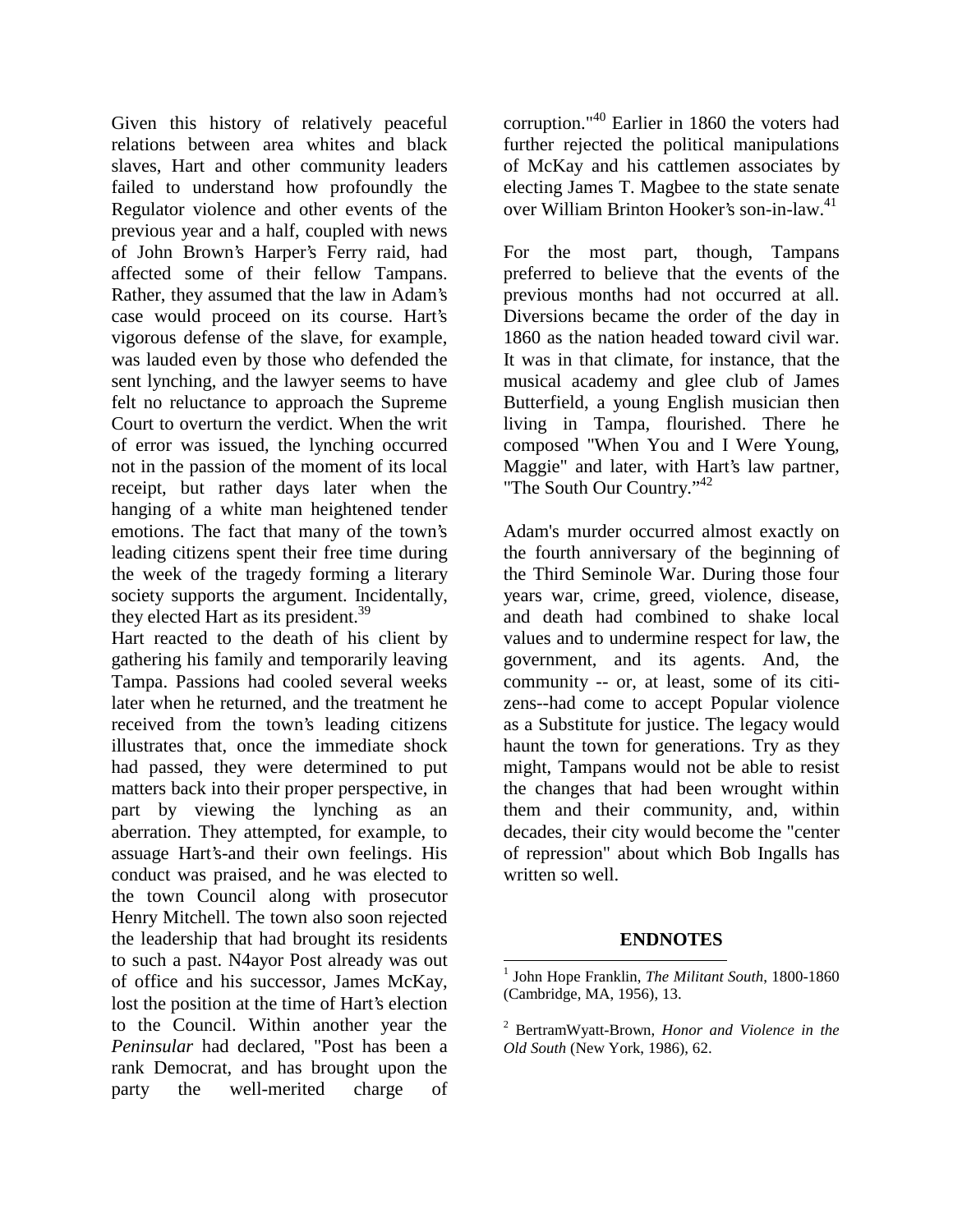Given this history of relatively peaceful relations between area whites and black slaves, Hart and other community leaders failed to understand how profoundly the Regulator violence and other events of the previous year and a half, coupled with news of John Brown's Harper's Ferry raid, had affected some of their fellow Tampans. Rather, they assumed that the law in Adam's case would proceed on its course. Hart's vigorous defense of the slave, for example, was lauded even by those who defended the sent lynching, and the lawyer seems to have felt no reluctance to approach the Supreme Court to overturn the verdict. When the writ of error was issued, the lynching occurred not in the passion of the moment of its local receipt, but rather days later when the hanging of a white man heightened tender emotions. The fact that many of the town's leading citizens spent their free time during the week of the tragedy forming a literary society supports the argument. Incidentally, they elected Hart as its president.[39]

Hart reacted to the death of his client by gathering his family and temporarily leaving Tampa. Passions had cooled several weeks later when he returned, and the treatment he received from the town's leading citizens illustrates that, once the immediate shock had passed, they were determined to put matters back into their proper perspective, in part by viewing the lynching as an aberration. They attempted, for example, to assuage Hart's-and their own feelings. His conduct was praised, and he was elected to the town Council along with prosecutor Henry Mitchell. The town also soon rejected the leadership that had brought its residents to such a past. N4ayor Post already was out of office and his successor, James McKay, lost the position at the time of Hart's election to the Council. Within another year the *Peninsular* had declared, "Post has been a rank Democrat, and has brought upon the party the well-merited charge of corruption."[40] Earlier in 1860 the voters had further rejected the political manipulations of McKay and his cattlemen associates by electing James T. Magbee to the state senate over William Brinton Hooker's son-in-law.[41]

For the most part, though, Tampans preferred to believe that the events of the previous months had not occurred at all. Diversions became the order of the day in 1860 as the nation headed toward civil war. It was in that climate, for instance, that the musical academy and glee club of James Butterfield, a young English musician then living in Tampa, flourished. There he composed "When You and I Were Young, Maggie" and later, with Hart's law partner, "The South Our Country."[42]

Adam's murder occurred almost exactly on the fourth anniversary of the beginning of the Third Seminole War. During those four years war, crime, greed, violence, disease, and death had combined to shake local values and to undermine respect for law, the government, and its agents. And, the community -- or, at least, some of its citi-zens--had come to accept Popular violence as a Substitute for justice. The legacy would haunt the town for generations. Try as they might, Tampans would not be able to resist the changes that had been wrought within them and their community, and, within decades, their city would become the "center of repression" about which Bob Ingalls has written so well.

## ENDNOTES

[1] John Hope Franklin, *The Militant South*, 1800-1860 (Cambridge, MA, 1956), 13.

[2] BertramWyatt-Brown, *Honor and Violence in the Old South* (New York, 1986), 62.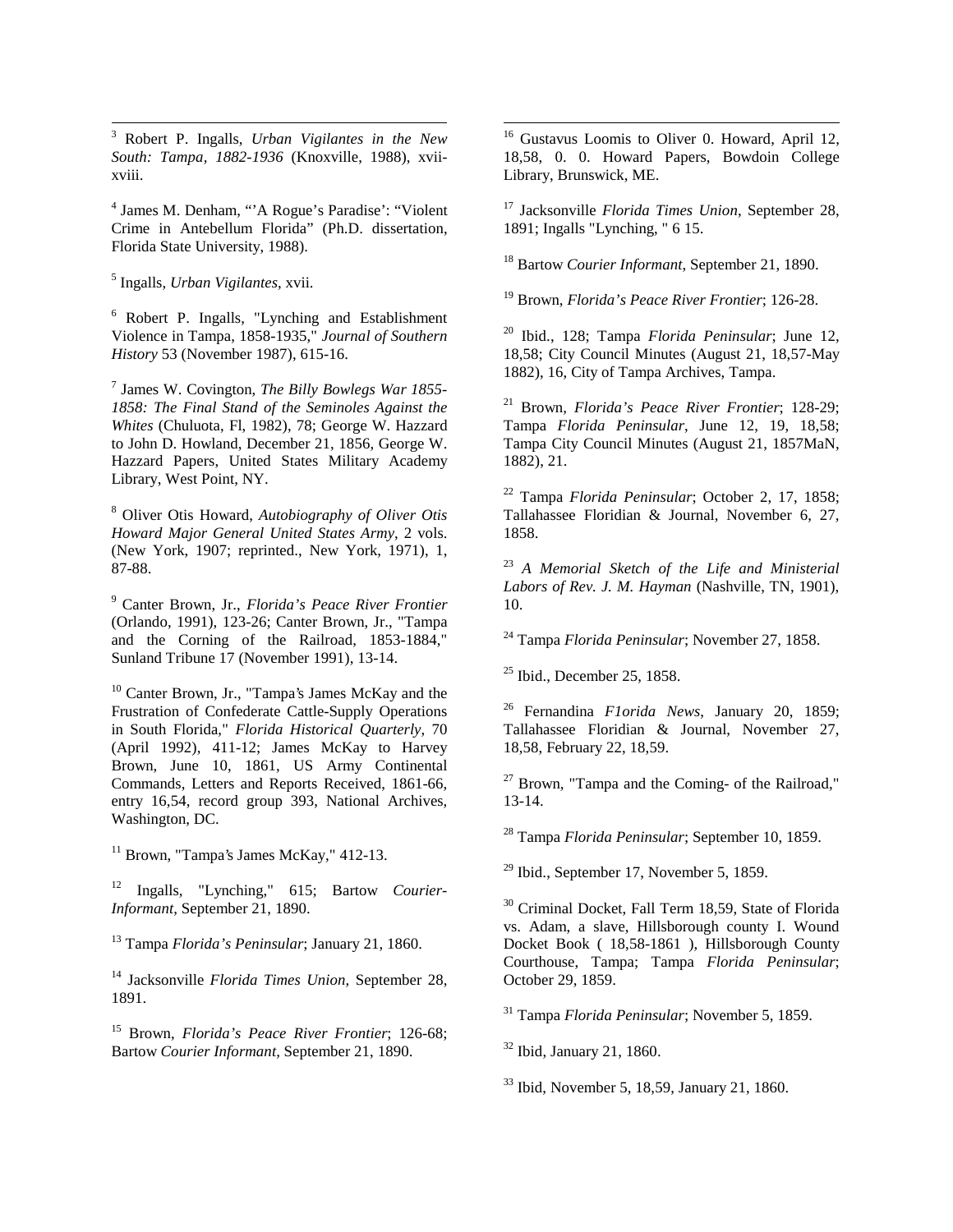[3] Robert P. Ingalls, *Urban Vigilantes in the New South: Tampa, 1882-1936* (Knoxville, 1988), xvii-xviii.

[4] James M. Denham, "'A Rogue's Paradise': "Violent Crime in Antebellum Florida" (Ph.D. dissertation, Florida State University, 1988).

[5] Ingalls, *Urban Vigilantes*, xvii.

[6] Robert P. Ingalls, "Lynching and Establishment Violence in Tampa, 1858-1935," *Journal of Southern History* 53 (November 1987), 615-16.

[7] James W. Covington, *The Billy Bowlegs War 1855-1858: The Final Stand of the Seminoles Against the Whites* (Chuluota, Fl, 1982), 78; George W. Hazzard to John D. Howland, December 21, 1856, George W. Hazzard Papers, United States Military Academy Library, West Point, NY.

[8] Oliver Otis Howard, *Autobiography of Oliver Otis Howard Major General United States Army*, 2 vols. (New York, 1907; reprinted., New York, 1971), 1, 87-88.

[9] Canter Brown, Jr., *Florida's Peace River Frontier* (Orlando, 1991), 123-26; Canter Brown, Jr., "Tampa and the Corning of the Railroad, 1853-1884," Sunland Tribune 17 (November 1991), 13-14.

[10] Canter Brown, Jr., "Tampa's James McKay and the Frustration of Confederate Cattle-Supply Operations in South Florida," *Florida Historical Quarterly*, 70 (April 1992), 411-12; James McKay to Harvey Brown, June 10, 1861, US Army Continental Commands, Letters and Reports Received, 1861-66, entry 16,54, record group 393, National Archives, Washington, DC.

[11] Brown, "Tampa's James McKay," 412-13.

[12] Ingalls, "Lynching," 615; Bartow *Courier-Informant*, September 21, 1890.

[13] Tampa *Florida's Peninsular*; January 21, 1860.

[14] Jacksonville *Florida Times Union*, September 28, 1891.

[15] Brown, *Florida's Peace River Frontier*; 126-68; Bartow *Courier Informant*, September 21, 1890.

[16] Gustavus Loomis to Oliver 0. Howard, April 12, 18,58, 0. 0. Howard Papers, Bowdoin College Library, Brunswick, ME.

[17] Jacksonville *Florida Times Union*, September 28, 1891; Ingalls "Lynching, " 6 15.

[18] Bartow *Courier Informant*, September 21, 1890.

[19] Brown, *Florida's Peace River Frontier*; 126-28.

[20] Ibid., 128; Tampa *Florida Peninsular*; June 12, 18,58; City Council Minutes (August 21, 18,57-May 1882), 16, City of Tampa Archives, Tampa.

[21] Brown, *Florida's Peace River Frontier*; 128-29; Tampa *Florida Peninsular*, June 12, 19, 18,58; Tampa City Council Minutes (August 21, 1857MaN, 1882), 21.

[22] Tampa *Florida Peninsular*; October 2, 17, 1858; Tallahassee Floridian & Journal, November 6, 27, 1858.

[23] *A Memorial Sketch of the Life and Ministerial Labors of Rev. J. M. Hayman* (Nashville, TN, 1901), 10.

[24] Tampa *Florida Peninsular*; November 27, 1858.

[25] Ibid., December 25, 1858.

[26] Fernandina *F1orida News*, January 20, 1859; Tallahassee Floridian & Journal, November 27, 18,58, February 22, 18,59.

[27] Brown, "Tampa and the Coming- of the Railroad," 13-14.

[28] Tampa *Florida Peninsular*; September 10, 1859.

[29] Ibid., September 17, November 5, 1859.

[30] Criminal Docket, Fall Term 18,59, State of Florida vs. Adam, a slave, Hillsborough county I. Wound Docket Book ( 18,58-1861 ), Hillsborough County Courthouse, Tampa; Tampa *Florida Peninsular*; October 29, 1859.

[31] Tampa *Florida Peninsular*; November 5, 1859.

[32] Ibid, January 21, 1860.

[33] Ibid, November 5, 18,59, January 21, 1860.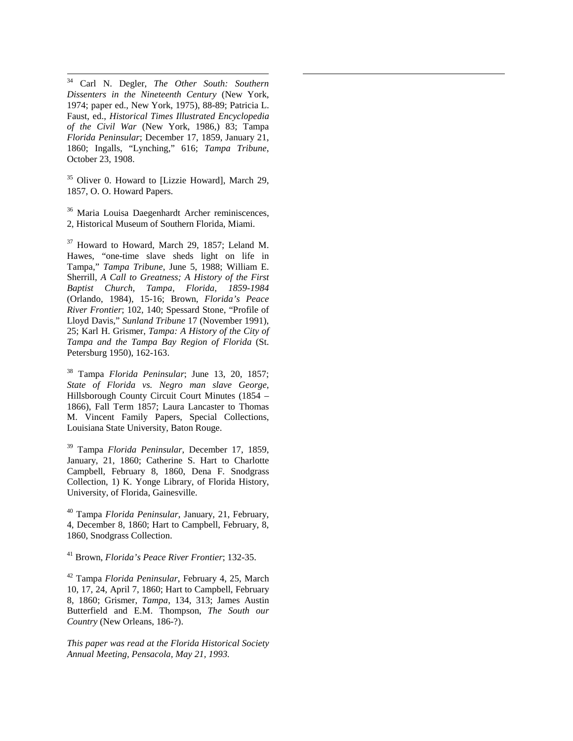[34] Carl N. Degler, *The Other South: Southern Dissenters in the Nineteenth Century* (New York, 1974; paper ed., New York, 1975), 88-89; Patricia L. Faust, ed., *Historical Times Illustrated Encyclopedia of the Civil War* (New York, 1986,) 83; Tampa *Florida Peninsular*; December 17, 1859, January 21, 1860; Ingalls, "Lynching," 616; *Tampa Tribune*, October 23, 1908.

[35] Oliver 0. Howard to [Lizzie Howard], March 29, 1857, O. O. Howard Papers.

[36] Maria Louisa Daegenhardt Archer reminiscences, 2, Historical Museum of Southern Florida, Miami.

[37] Howard to Howard, March 29, 1857; Leland M. Hawes, "one-time slave sheds light on life in Tampa," *Tampa Tribune*, June 5, 1988; William E. Sherrill, *A Call to Greatness; A History of the First Baptist Church, Tampa, Florida, 1859-1984* (Orlando, 1984), 15-16; Brown, *Florida's Peace River Frontier*; 102, 140; Spessard Stone, "Profile of Lloyd Davis," *Sunland Tribune* 17 (November 1991), 25; Karl H. Grismer, *Tampa: A History of the City of Tampa and the Tampa Bay Region of Florida* (St. Petersburg 1950), 162-163.

[38] Tampa *Florida Peninsular*; June 13, 20, 1857; *State of Florida vs. Negro man slave George*, Hillsborough County Circuit Court Minutes (1854 – 1866), Fall Term 1857; Laura Lancaster to Thomas M. Vincent Family Papers, Special Collections, Louisiana State University, Baton Rouge.

[39] Tampa *Florida Peninsular*, December 17, 1859, January, 21, 1860; Catherine S. Hart to Charlotte Campbell, February 8, 1860, Dena F. Snodgrass Collection, 1) K. Yonge Library, of Florida History, University, of Florida, Gainesville.

[40] Tampa *Florida Peninsular*, January, 21, February, 4, December 8, 1860; Hart to Campbell, February, 8, 1860, Snodgrass Collection.

[41] Brown, *Florida's Peace River Frontier*; 132-35.

[42] Tampa *Florida Peninsular*, February 4, 25, March 10, 17, 24, April 7, 1860; Hart to Campbell, February 8, 1860; Grismer, *Tampa*, 134, 313; James Austin Butterfield and E.M. Thompson, *The South our Country* (New Orleans, 186-?).

*This paper was read at the Florida Historical Society Annual Meeting, Pensacola, May 21, 1993.*